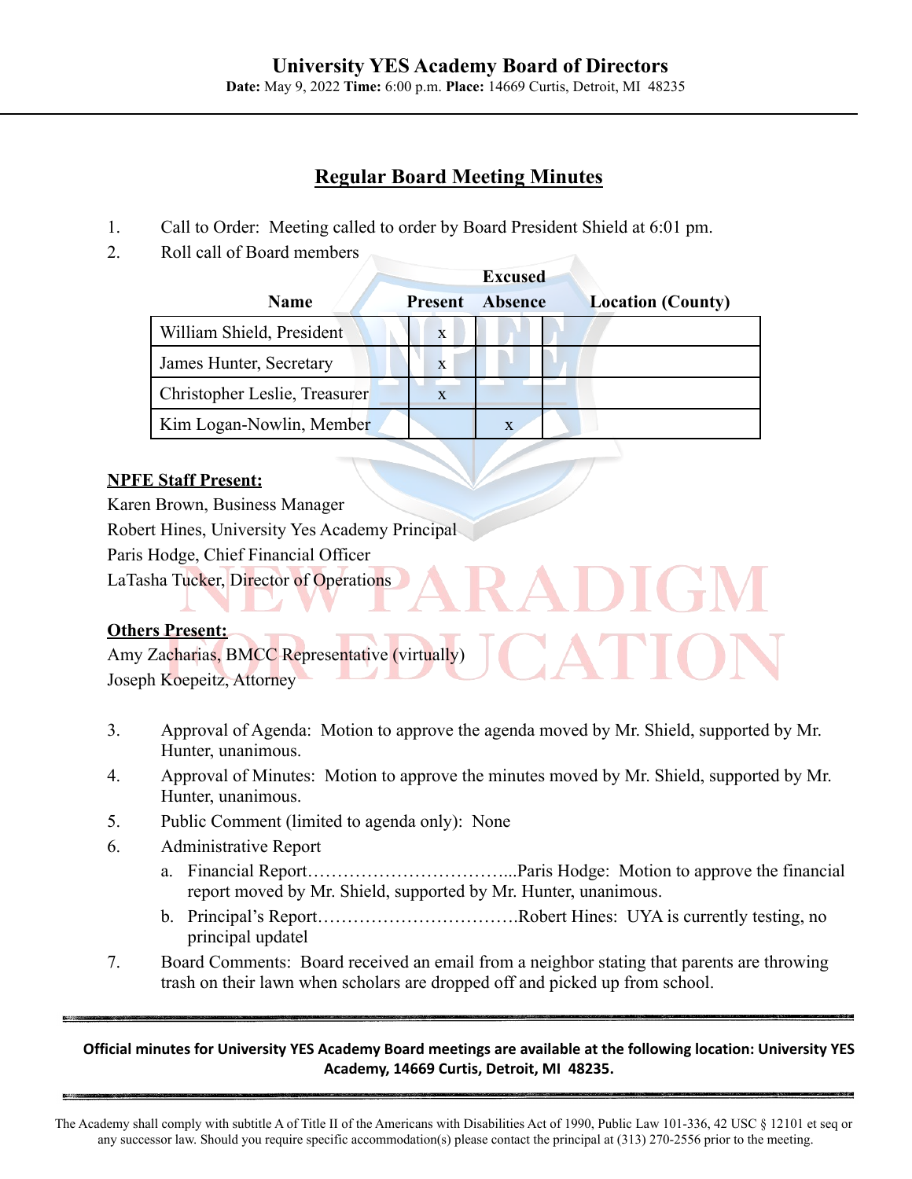# University YES Academy Board of Directors

**Date:** May 9, 2022 **Time:** 6:00 p.m. **Place:** 14669 Curtis, Detroit, MI 48235

## Regular Board Meeting Minutes

1. Call to Order: Meeting called to order by Board President Shield at 6:01 pm.
2. Roll call of Board members

| Name | Present | Excused Absence | Location (County) |
|---|---|---|---|
| William Shield, President | x | | |
| James Hunter, Secretary | x | | |
| Christopher Leslie, Treasurer | x | | |
| Kim Logan-Nowlin, Member | | x | |

**NPFE Staff Present:**
Karen Brown, Business Manager
Robert Hines, University Yes Academy Principal
Paris Hodge, Chief Financial Officer
LaTasha Tucker, Director of Operations

**Others Present:**
Amy Zacharias, BMCC Representative (virtually)
Joseph Koepeitz, Attorney

3. Approval of Agenda: Motion to approve the agenda moved by Mr. Shield, supported by Mr. Hunter, unanimous.
4. Approval of Minutes: Motion to approve the minutes moved by Mr. Shield, supported by Mr. Hunter, unanimous.
5. Public Comment (limited to agenda only): None
6. Administrative Report
   a. Financial Report……………………………...Paris Hodge: Motion to approve the financial report moved by Mr. Shield, supported by Mr. Hunter, unanimous.
   b. Principal's Report…………………………….Robert Hines: UYA is currently testing, no principal updatel
7. Board Comments: Board received an email from a neighbor stating that parents are throwing trash on their lawn when scholars are dropped off and picked up from school.

**Official minutes for University YES Academy Board meetings are available at the following location: University YES Academy, 14669 Curtis, Detroit, MI 48235.**

The Academy shall comply with subtitle A of Title II of the Americans with Disabilities Act of 1990, Public Law 101-336, 42 USC § 12101 et seq or any successor law. Should you require specific accommodation(s) please contact the principal at (313) 270-2556 prior to the meeting.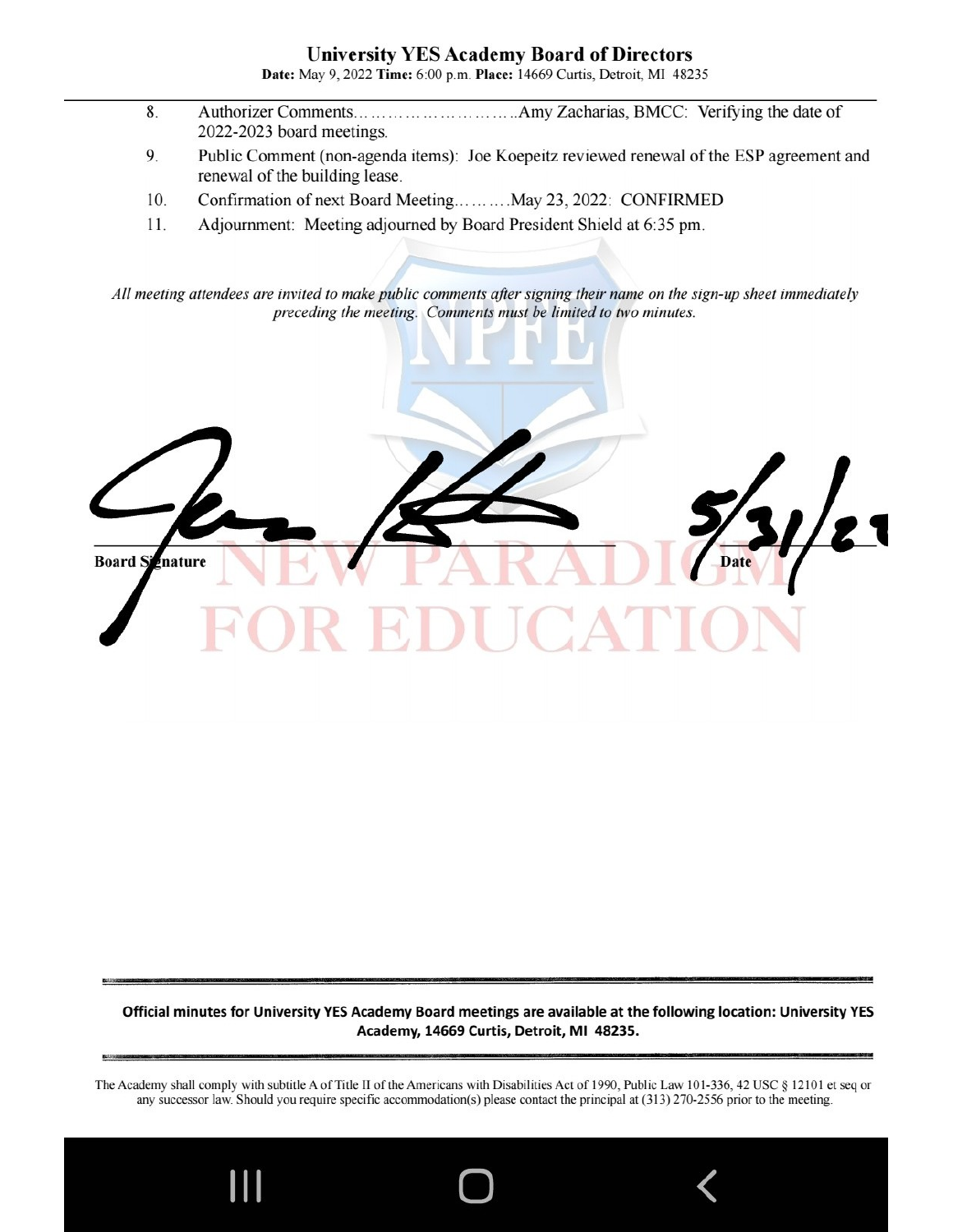# University YES Academy Board of Directors

**Date:** May 9, 2022 **Time:** 6:00 p.m. **Place:** 14669 Curtis, Detroit, MI 48235

8. Authorizer Comments………………………..Amy Zacharias, BMCC: Verifying the date of 2022-2023 board meetings.
9. Public Comment (non-agenda items): Joe Koepeitz reviewed renewal of the ESP agreement and renewal of the building lease.
10. Confirmation of next Board Meeting………May 23, 2022: CONFIRMED
11. Adjournment: Meeting adjourned by Board President Shield at 6:35 pm.

*All meeting attendees are invited to make public comments after signing their name on the sign-up sheet immediately preceding the meeting. Comments must be limited to two minutes.*

**Board Signature**

5/31/22

**Date**

**Official minutes for University YES Academy Board meetings are available at the following location: University YES Academy, 14669 Curtis, Detroit, MI 48235.**

The Academy shall comply with subtitle A of Title II of the Americans with Disabilities Act of 1990, Public Law 101-336, 42 USC § 12101 et seq or any successor law. Should you require specific accommodation(s) please contact the principal at (313) 270-2556 prior to the meeting.